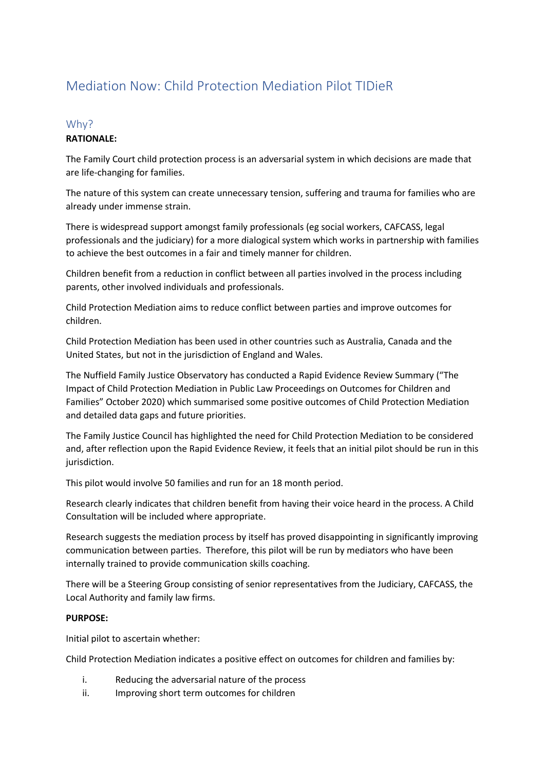# Mediation Now: Child Protection Mediation Pilot TIDieR

## Why?

**RATIONALE:**

The Family Court child protection process is an adversarial system in which decisions are made that are life-changing for families.

The nature of this system can create unnecessary tension, suffering and trauma for families who are already under immense strain.

There is widespread support amongst family professionals (eg social workers, CAFCASS, legal professionals and the judiciary) for a more dialogical system which works in partnership with families to achieve the best outcomes in a fair and timely manner for children.

Children benefit from a reduction in conflict between all parties involved in the process including parents, other involved individuals and professionals.

Child Protection Mediation aims to reduce conflict between parties and improve outcomes for children.

Child Protection Mediation has been used in other countries such as Australia, Canada and the United States, but not in the jurisdiction of England and Wales.

The Nuffield Family Justice Observatory has conducted a Rapid Evidence Review Summary ("The Impact of Child Protection Mediation in Public Law Proceedings on Outcomes for Children and Families" October 2020) which summarised some positive outcomes of Child Protection Mediation and detailed data gaps and future priorities.

The Family Justice Council has highlighted the need for Child Protection Mediation to be considered and, after reflection upon the Rapid Evidence Review, it feels that an initial pilot should be run in this jurisdiction.

This pilot would involve 50 families and run for an 18 month period.

Research clearly indicates that children benefit from having their voice heard in the process. A Child Consultation will be included where appropriate.

Research suggests the mediation process by itself has proved disappointing in significantly improving communication between parties. Therefore, this pilot will be run by mediators who have been internally trained to provide communication skills coaching.

There will be a Steering Group consisting of senior representatives from the Judiciary, CAFCASS, the Local Authority and family law firms.

**PURPOSE:**

Initial pilot to ascertain whether:

Child Protection Mediation indicates a positive effect on outcomes for children and families by:

i. Reducing the adversarial nature of the process
ii. Improving short term outcomes for children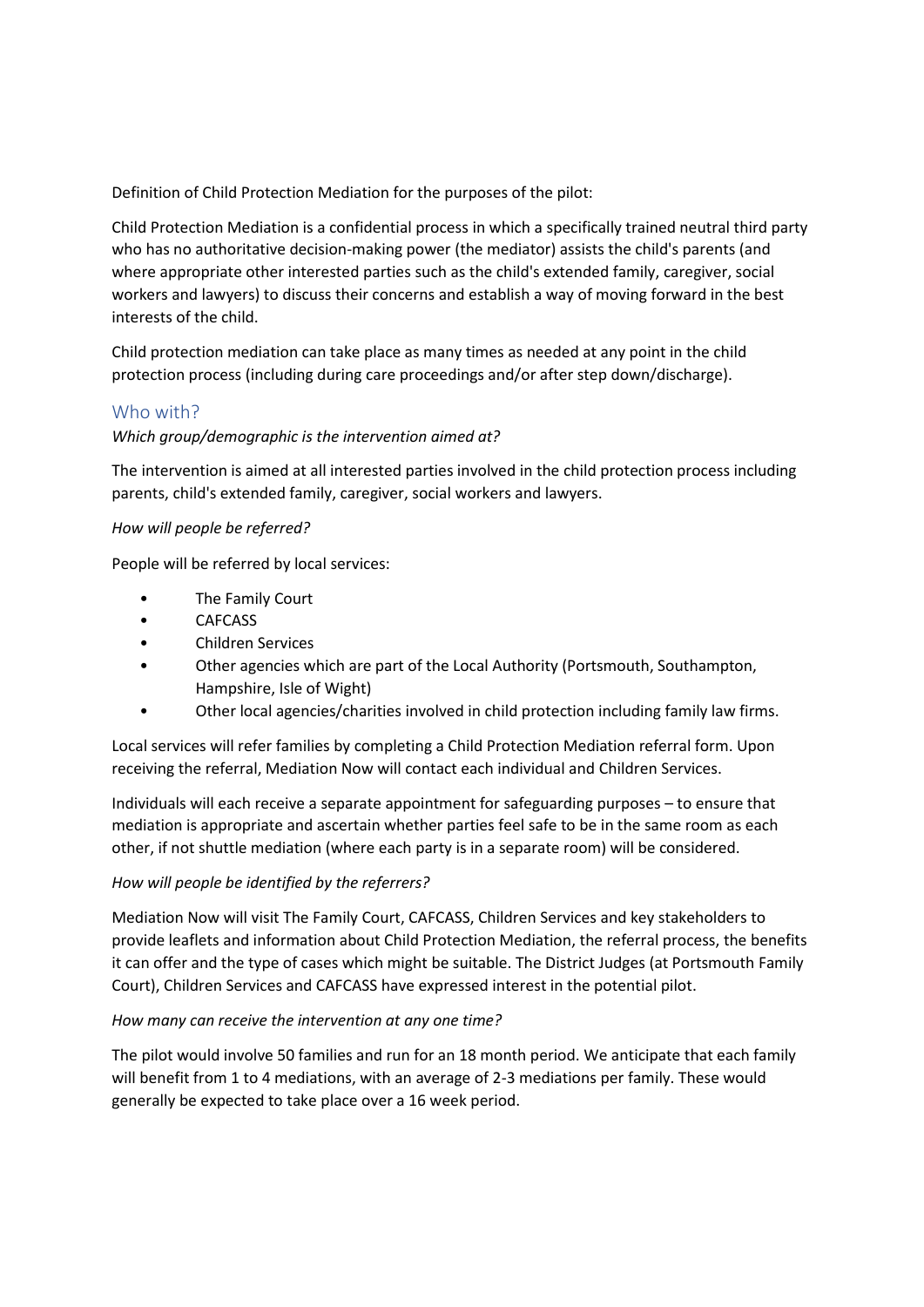Definition of Child Protection Mediation for the purposes of the pilot:

Child Protection Mediation is a confidential process in which a specifically trained neutral third party who has no authoritative decision-making power (the mediator) assists the child's parents (and where appropriate other interested parties such as the child's extended family, caregiver, social workers and lawyers) to discuss their concerns and establish a way of moving forward in the best interests of the child.

Child protection mediation can take place as many times as needed at any point in the child protection process (including during care proceedings and/or after step down/discharge).

## Who with?

*Which group/demographic is the intervention aimed at?*

The intervention is aimed at all interested parties involved in the child protection process including parents, child's extended family, caregiver, social workers and lawyers.

*How will people be referred?*

People will be referred by local services:

- The Family Court
- CAFCASS
- Children Services
- Other agencies which are part of the Local Authority (Portsmouth, Southampton, Hampshire, Isle of Wight)
- Other local agencies/charities involved in child protection including family law firms.

Local services will refer families by completing a Child Protection Mediation referral form. Upon receiving the referral, Mediation Now will contact each individual and Children Services.

Individuals will each receive a separate appointment for safeguarding purposes – to ensure that mediation is appropriate and ascertain whether parties feel safe to be in the same room as each other, if not shuttle mediation (where each party is in a separate room) will be considered.

*How will people be identified by the referrers?*

Mediation Now will visit The Family Court, CAFCASS, Children Services and key stakeholders to provide leaflets and information about Child Protection Mediation, the referral process, the benefits it can offer and the type of cases which might be suitable. The District Judges (at Portsmouth Family Court), Children Services and CAFCASS have expressed interest in the potential pilot.

*How many can receive the intervention at any one time?*

The pilot would involve 50 families and run for an 18 month period. We anticipate that each family will benefit from 1 to 4 mediations, with an average of 2-3 mediations per family. These would generally be expected to take place over a 16 week period.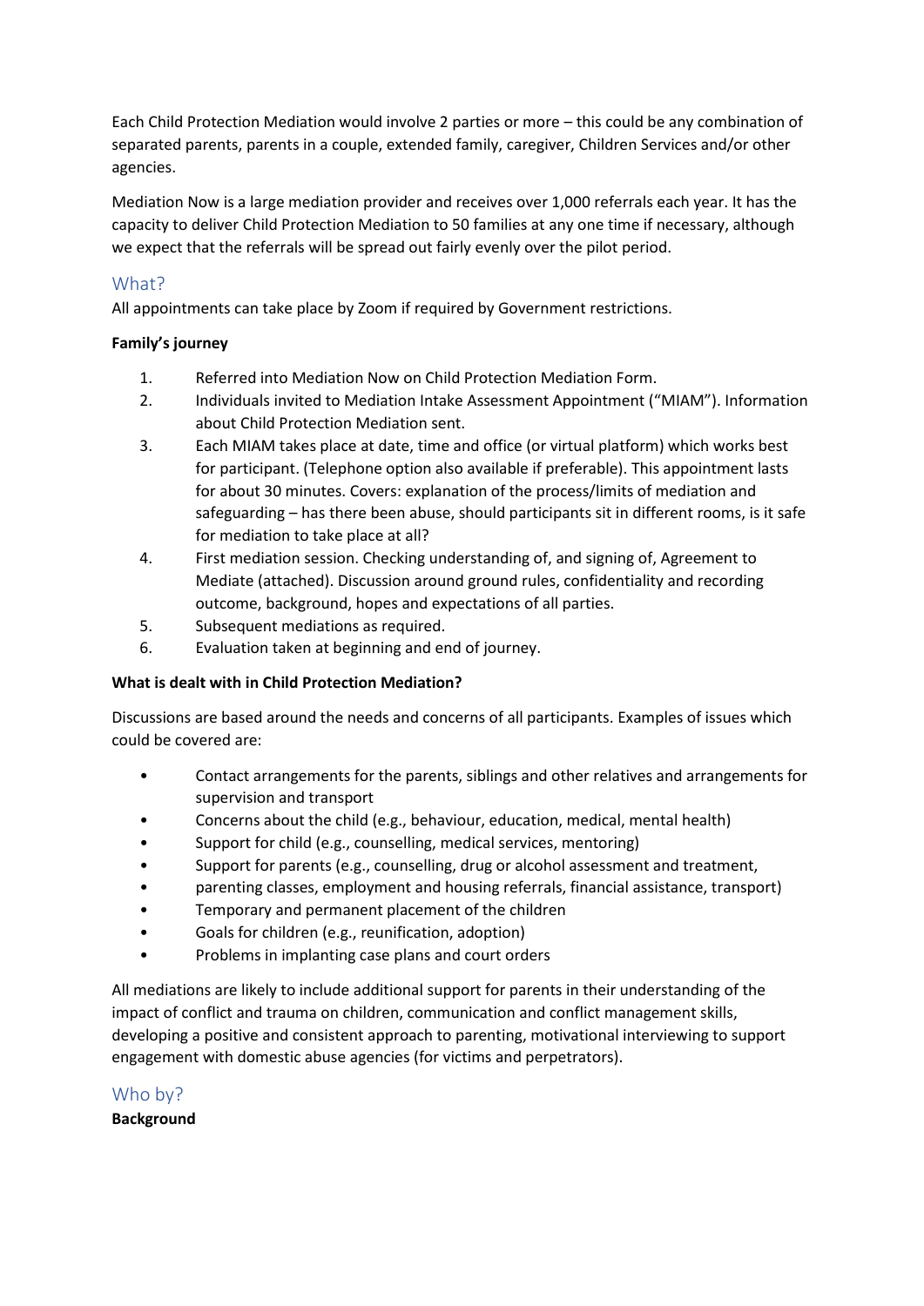Each Child Protection Mediation would involve 2 parties or more – this could be any combination of separated parents, parents in a couple, extended family, caregiver, Children Services and/or other agencies.

Mediation Now is a large mediation provider and receives over 1,000 referrals each year. It has the capacity to deliver Child Protection Mediation to 50 families at any one time if necessary, although we expect that the referrals will be spread out fairly evenly over the pilot period.

## What?

All appointments can take place by Zoom if required by Government restrictions.

**Family's journey**

1. Referred into Mediation Now on Child Protection Mediation Form.
2. Individuals invited to Mediation Intake Assessment Appointment ("MIAM"). Information about Child Protection Mediation sent.
3. Each MIAM takes place at date, time and office (or virtual platform) which works best for participant. (Telephone option also available if preferable). This appointment lasts for about 30 minutes. Covers: explanation of the process/limits of mediation and safeguarding – has there been abuse, should participants sit in different rooms, is it safe for mediation to take place at all?
4. First mediation session. Checking understanding of, and signing of, Agreement to Mediate (attached). Discussion around ground rules, confidentiality and recording outcome, background, hopes and expectations of all parties.
5. Subsequent mediations as required.
6. Evaluation taken at beginning and end of journey.

**What is dealt with in Child Protection Mediation?**

Discussions are based around the needs and concerns of all participants. Examples of issues which could be covered are:

- Contact arrangements for the parents, siblings and other relatives and arrangements for supervision and transport
- Concerns about the child (e.g., behaviour, education, medical, mental health)
- Support for child (e.g., counselling, medical services, mentoring)
- Support for parents (e.g., counselling, drug or alcohol assessment and treatment,
- parenting classes, employment and housing referrals, financial assistance, transport)
- Temporary and permanent placement of the children
- Goals for children (e.g., reunification, adoption)
- Problems in implanting case plans and court orders

All mediations are likely to include additional support for parents in their understanding of the impact of conflict and trauma on children, communication and conflict management skills, developing a positive and consistent approach to parenting, motivational interviewing to support engagement with domestic abuse agencies (for victims and perpetrators).

## Who by?

**Background**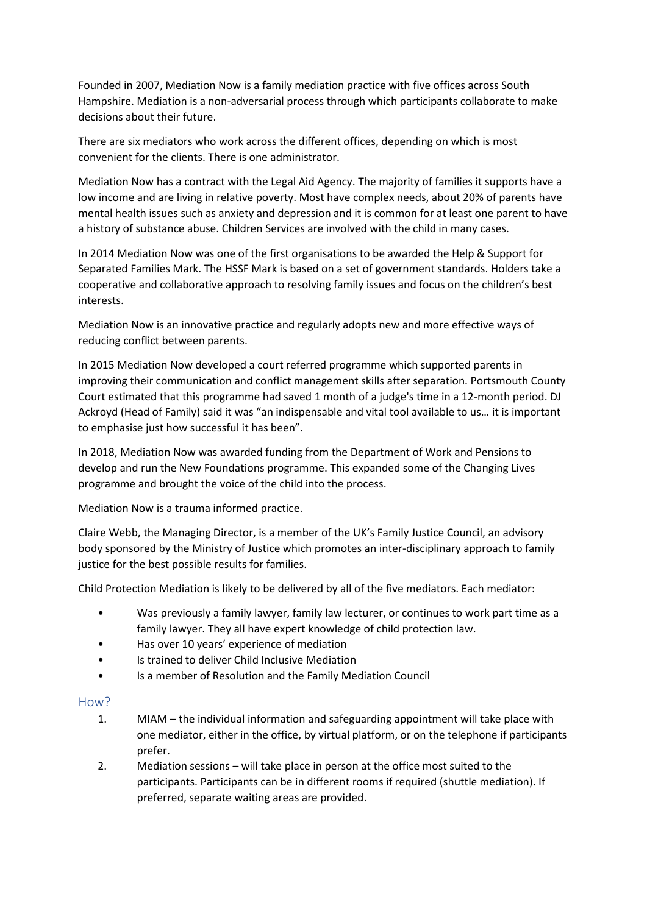Founded in 2007, Mediation Now is a family mediation practice with five offices across South Hampshire. Mediation is a non-adversarial process through which participants collaborate to make decisions about their future.

There are six mediators who work across the different offices, depending on which is most convenient for the clients. There is one administrator.

Mediation Now has a contract with the Legal Aid Agency. The majority of families it supports have a low income and are living in relative poverty. Most have complex needs, about 20% of parents have mental health issues such as anxiety and depression and it is common for at least one parent to have a history of substance abuse. Children Services are involved with the child in many cases.

In 2014 Mediation Now was one of the first organisations to be awarded the Help & Support for Separated Families Mark. The HSSF Mark is based on a set of government standards. Holders take a cooperative and collaborative approach to resolving family issues and focus on the children's best interests.

Mediation Now is an innovative practice and regularly adopts new and more effective ways of reducing conflict between parents.

In 2015 Mediation Now developed a court referred programme which supported parents in improving their communication and conflict management skills after separation. Portsmouth County Court estimated that this programme had saved 1 month of a judge's time in a 12-month period. DJ Ackroyd (Head of Family) said it was "an indispensable and vital tool available to us… it is important to emphasise just how successful it has been".

In 2018, Mediation Now was awarded funding from the Department of Work and Pensions to develop and run the New Foundations programme. This expanded some of the Changing Lives programme and brought the voice of the child into the process.

Mediation Now is a trauma informed practice.

Claire Webb, the Managing Director, is a member of the UK's Family Justice Council, an advisory body sponsored by the Ministry of Justice which promotes an inter-disciplinary approach to family justice for the best possible results for families.

Child Protection Mediation is likely to be delivered by all of the five mediators. Each mediator:

- Was previously a family lawyer, family law lecturer, or continues to work part time as a family lawyer. They all have expert knowledge of child protection law.
- Has over 10 years' experience of mediation
- Is trained to deliver Child Inclusive Mediation
- Is a member of Resolution and the Family Mediation Council

## How?

1. MIAM – the individual information and safeguarding appointment will take place with one mediator, either in the office, by virtual platform, or on the telephone if participants prefer.
2. Mediation sessions – will take place in person at the office most suited to the participants. Participants can be in different rooms if required (shuttle mediation). If preferred, separate waiting areas are provided.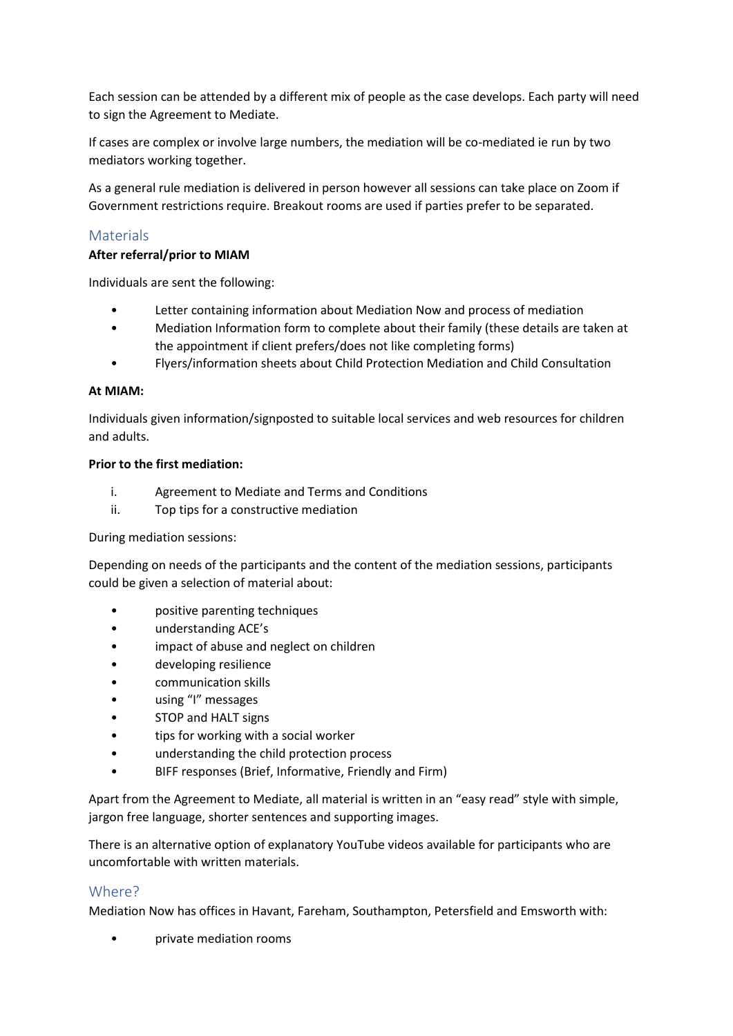Each session can be attended by a different mix of people as the case develops. Each party will need to sign the Agreement to Mediate.

If cases are complex or involve large numbers, the mediation will be co-mediated ie run by two mediators working together.

As a general rule mediation is delivered in person however all sessions can take place on Zoom if Government restrictions require. Breakout rooms are used if parties prefer to be separated.

## Materials

**After referral/prior to MIAM**

Individuals are sent the following:

- Letter containing information about Mediation Now and process of mediation
- Mediation Information form to complete about their family (these details are taken at the appointment if client prefers/does not like completing forms)
- Flyers/information sheets about Child Protection Mediation and Child Consultation

**At MIAM:**

Individuals given information/signposted to suitable local services and web resources for children and adults.

**Prior to the first mediation:**

i. Agreement to Mediate and Terms and Conditions
ii. Top tips for a constructive mediation

During mediation sessions:

Depending on needs of the participants and the content of the mediation sessions, participants could be given a selection of material about:

- positive parenting techniques
- understanding ACE's
- impact of abuse and neglect on children
- developing resilience
- communication skills
- using "I" messages
- STOP and HALT signs
- tips for working with a social worker
- understanding the child protection process
- BIFF responses (Brief, Informative, Friendly and Firm)

Apart from the Agreement to Mediate, all material is written in an "easy read" style with simple, jargon free language, shorter sentences and supporting images.

There is an alternative option of explanatory YouTube videos available for participants who are uncomfortable with written materials.

## Where?

Mediation Now has offices in Havant, Fareham, Southampton, Petersfield and Emsworth with:

- private mediation rooms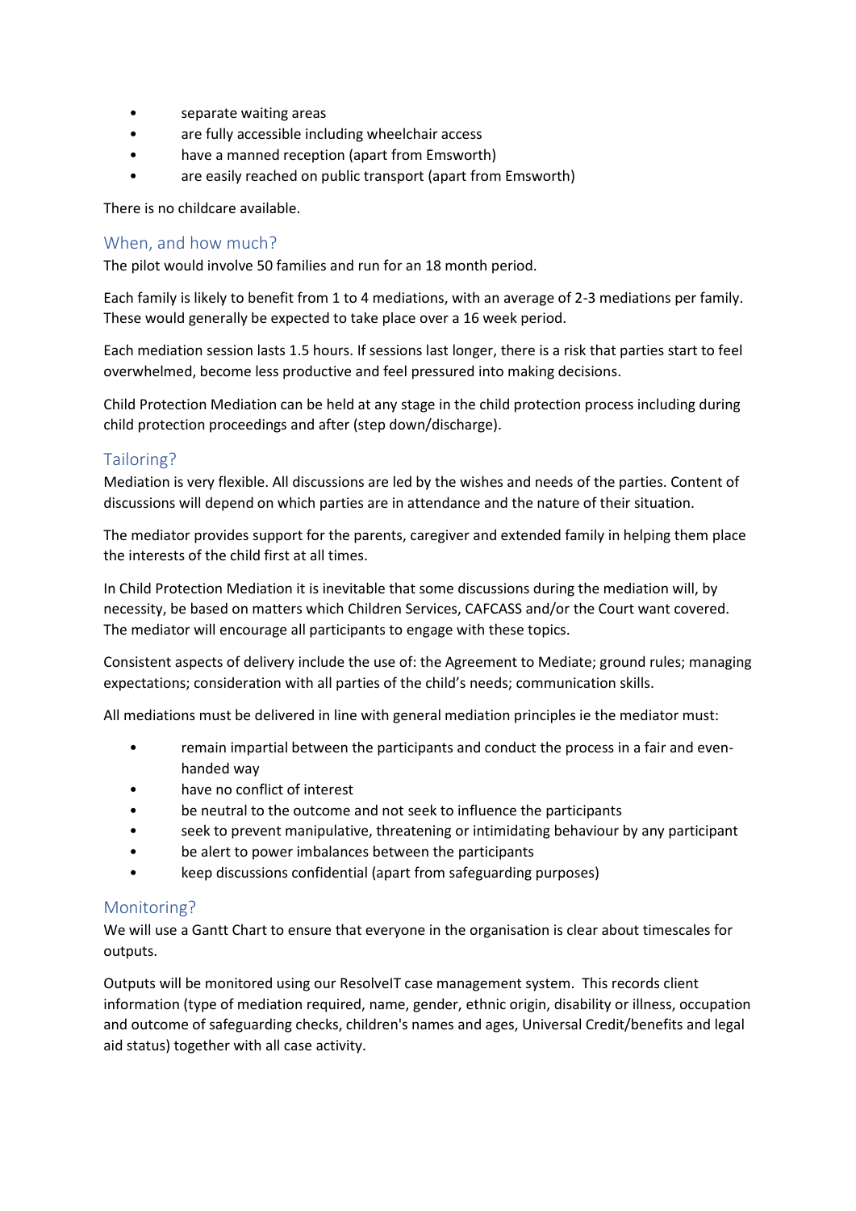- separate waiting areas
- are fully accessible including wheelchair access
- have a manned reception (apart from Emsworth)
- are easily reached on public transport (apart from Emsworth)

There is no childcare available.

## When, and how much?

The pilot would involve 50 families and run for an 18 month period.

Each family is likely to benefit from 1 to 4 mediations, with an average of 2-3 mediations per family. These would generally be expected to take place over a 16 week period.

Each mediation session lasts 1.5 hours. If sessions last longer, there is a risk that parties start to feel overwhelmed, become less productive and feel pressured into making decisions.

Child Protection Mediation can be held at any stage in the child protection process including during child protection proceedings and after (step down/discharge).

## Tailoring?

Mediation is very flexible. All discussions are led by the wishes and needs of the parties. Content of discussions will depend on which parties are in attendance and the nature of their situation.

The mediator provides support for the parents, caregiver and extended family in helping them place the interests of the child first at all times.

In Child Protection Mediation it is inevitable that some discussions during the mediation will, by necessity, be based on matters which Children Services, CAFCASS and/or the Court want covered. The mediator will encourage all participants to engage with these topics.

Consistent aspects of delivery include the use of: the Agreement to Mediate; ground rules; managing expectations; consideration with all parties of the child's needs; communication skills.

All mediations must be delivered in line with general mediation principles ie the mediator must:

- remain impartial between the participants and conduct the process in a fair and even-handed way
- have no conflict of interest
- be neutral to the outcome and not seek to influence the participants
- seek to prevent manipulative, threatening or intimidating behaviour by any participant
- be alert to power imbalances between the participants
- keep discussions confidential (apart from safeguarding purposes)

## Monitoring?

We will use a Gantt Chart to ensure that everyone in the organisation is clear about timescales for outputs.

Outputs will be monitored using our ResolveIT case management system. This records client information (type of mediation required, name, gender, ethnic origin, disability or illness, occupation and outcome of safeguarding checks, children's names and ages, Universal Credit/benefits and legal aid status) together with all case activity.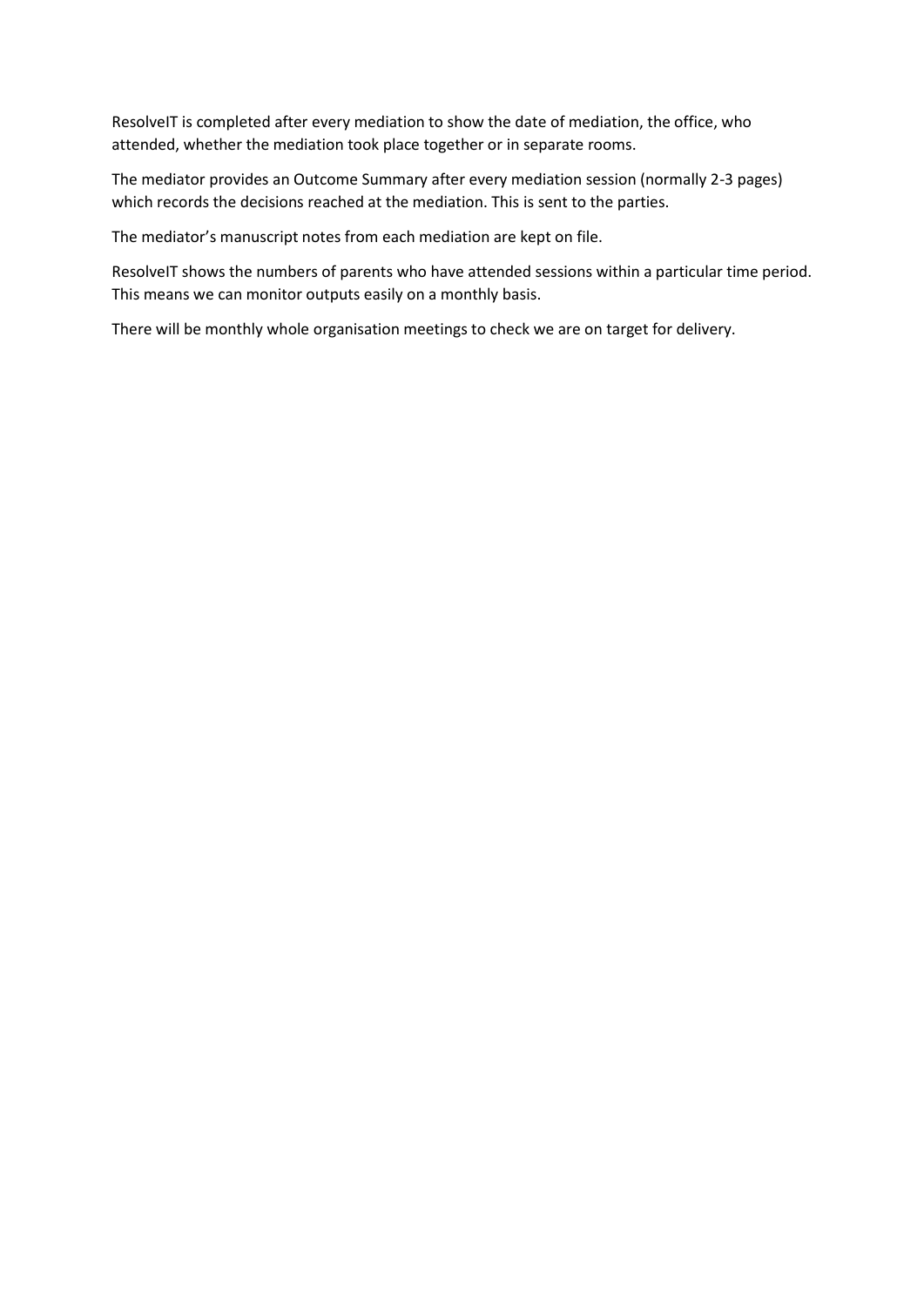ResolveIT is completed after every mediation to show the date of mediation, the office, who attended, whether the mediation took place together or in separate rooms.

The mediator provides an Outcome Summary after every mediation session (normally 2-3 pages) which records the decisions reached at the mediation. This is sent to the parties.

The mediator's manuscript notes from each mediation are kept on file.

ResolveIT shows the numbers of parents who have attended sessions within a particular time period. This means we can monitor outputs easily on a monthly basis.

There will be monthly whole organisation meetings to check we are on target for delivery.